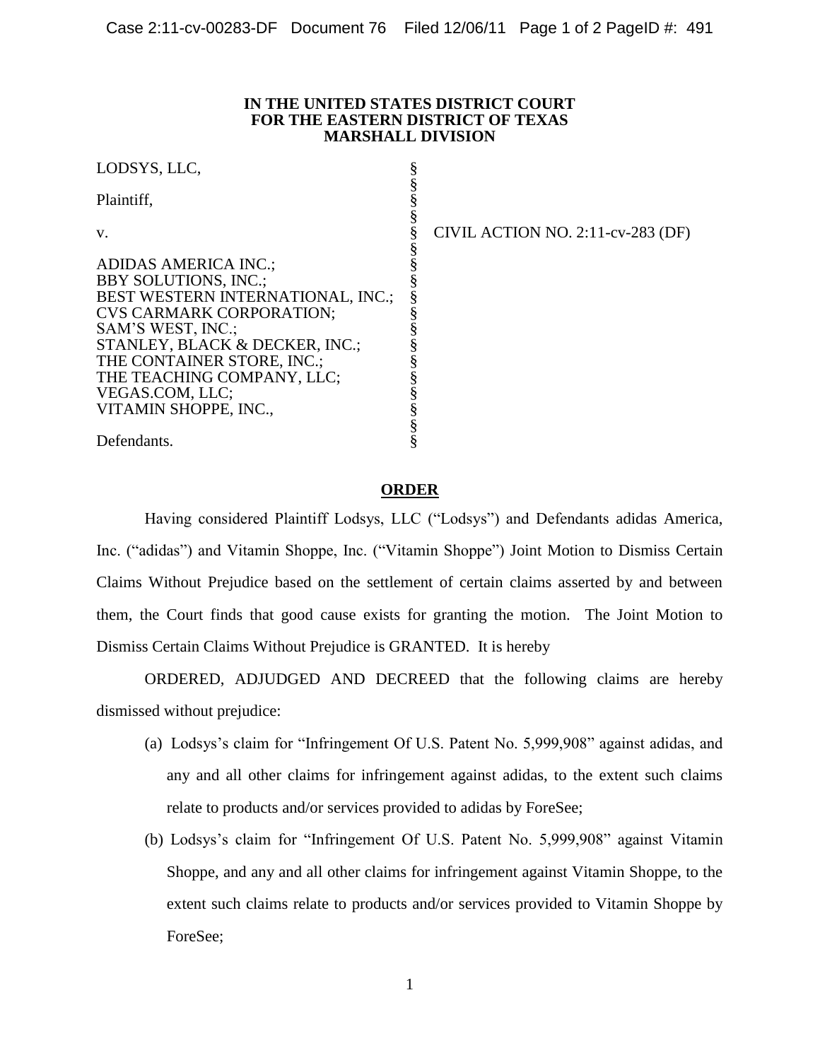**IN THE UNITED STATES DISTRICT COURT**
**FOR THE EASTERN DISTRICT OF TEXAS**
**MARSHALL DIVISION**

LODSYS, LLC,

Plaintiff,

v.

ADIDAS AMERICA INC.;
BBY SOLUTIONS, INC.;
BEST WESTERN INTERNATIONAL, INC.;
CVS CARMARK CORPORATION;
SAM'S WEST, INC.;
STANLEY, BLACK & DECKER, INC.;
THE CONTAINER STORE, INC.;
THE TEACHING COMPANY, LLC;
VEGAS.COM, LLC;
VITAMIN SHOPPE, INC.,

Defendants.

CIVIL ACTION NO. 2:11-cv-283 (DF)

**ORDER**

Having considered Plaintiff Lodsys, LLC ("Lodsys") and Defendants adidas America, Inc. ("adidas") and Vitamin Shoppe, Inc. ("Vitamin Shoppe") Joint Motion to Dismiss Certain Claims Without Prejudice based on the settlement of certain claims asserted by and between them, the Court finds that good cause exists for granting the motion. The Joint Motion to Dismiss Certain Claims Without Prejudice is GRANTED. It is hereby

ORDERED, ADJUDGED AND DECREED that the following claims are hereby dismissed without prejudice:

(a) Lodsys's claim for "Infringement Of U.S. Patent No. 5,999,908" against adidas, and any and all other claims for infringement against adidas, to the extent such claims relate to products and/or services provided to adidas by ForeSee;

(b) Lodsys's claim for "Infringement Of U.S. Patent No. 5,999,908" against Vitamin Shoppe, and any and all other claims for infringement against Vitamin Shoppe, to the extent such claims relate to products and/or services provided to Vitamin Shoppe by ForeSee;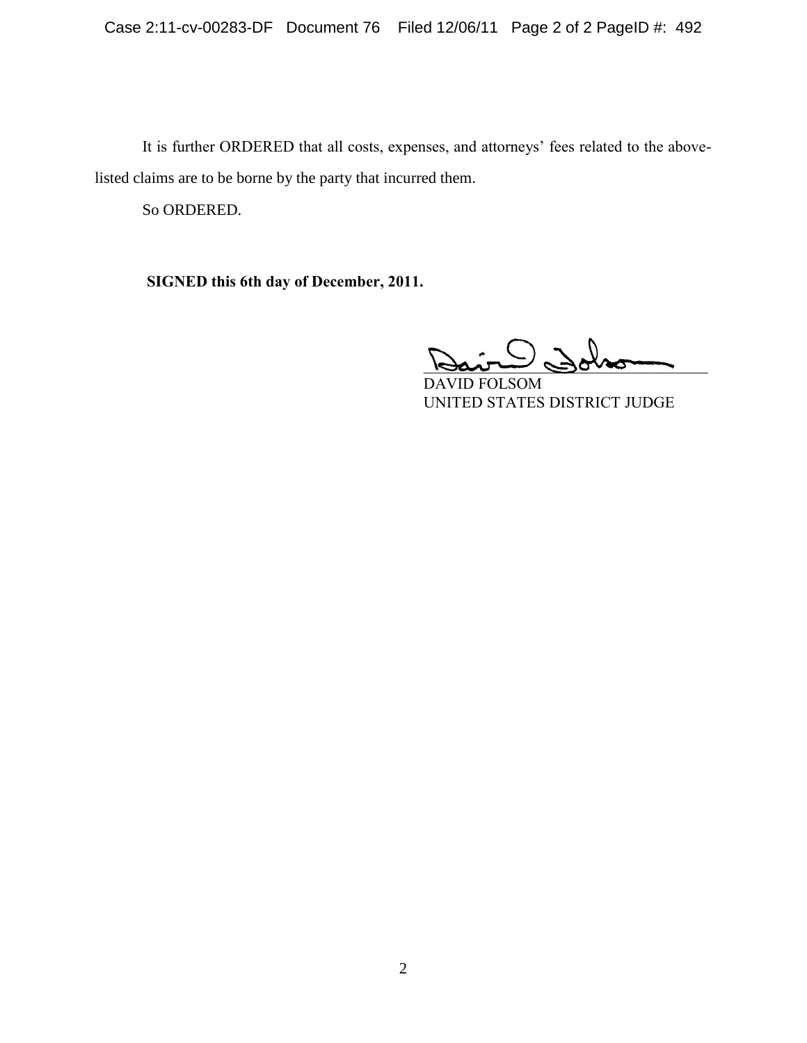It is further ORDERED that all costs, expenses, and attorneys' fees related to the above-listed claims are to be borne by the party that incurred them.

So ORDERED.

**SIGNED this 6th day of December, 2011.**

DAVID FOLSOM
UNITED STATES DISTRICT JUDGE